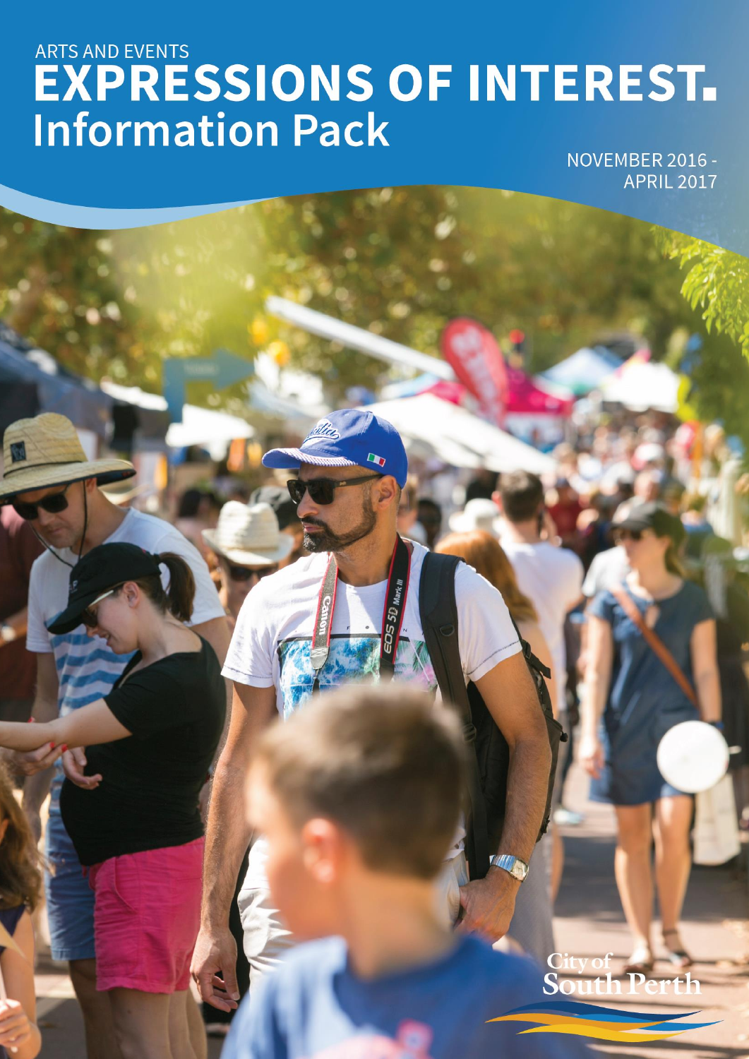ARTS AND EVENTS

# EXPRESSIONS OF INTEREST.

## Information Pack

NOVEMBER 2016 - APRIL 2017

City of South Perth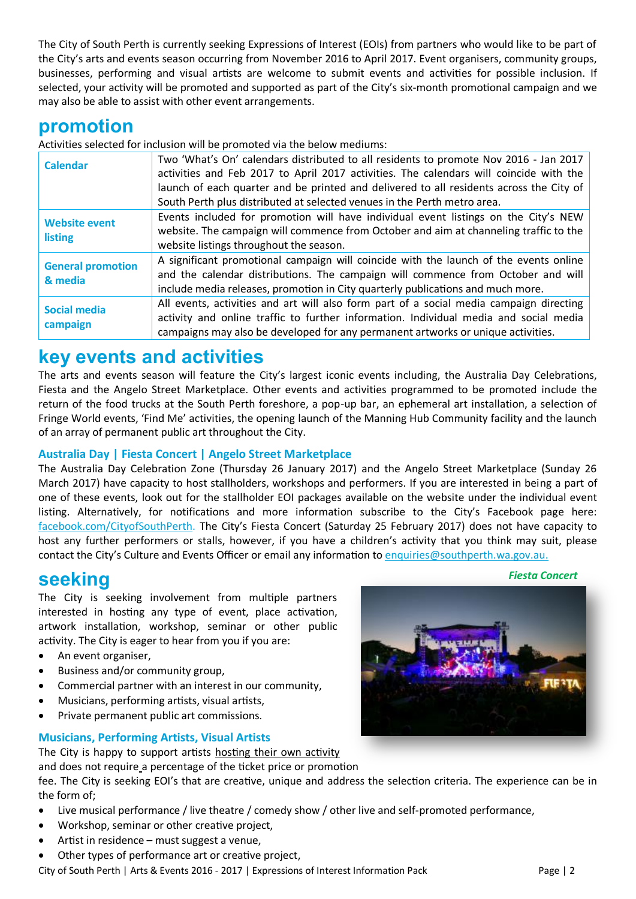The City of South Perth is currently seeking Expressions of Interest (EOIs) from partners who would like to be part of the City's arts and events season occurring from November 2016 to April 2017. Event organisers, community groups, businesses, performing and visual artists are welcome to submit events and activities for possible inclusion. If selected, your activity will be promoted and supported as part of the City's six-month promotional campaign and we may also be able to assist with other event arrangements.

## promotion

Activities selected for inclusion will be promoted via the below mediums:

| | |
|---|---|
| **Calendar** | Two 'What's On' calendars distributed to all residents to promote Nov 2016 - Jan 2017 activities and Feb 2017 to April 2017 activities. The calendars will coincide with the launch of each quarter and be printed and delivered to all residents across the City of South Perth plus distributed at selected venues in the Perth metro area. |
| **Website event listing** | Events included for promotion will have individual event listings on the City's NEW website. The campaign will commence from October and aim at channeling traffic to the website listings throughout the season. |
| **General promotion & media** | A significant promotional campaign will coincide with the launch of the events online and the calendar distributions. The campaign will commence from October and will include media releases, promotion in City quarterly publications and much more. |
| **Social media campaign** | All events, activities and art will also form part of a social media campaign directing activity and online traffic to further information. Individual media and social media campaigns may also be developed for any permanent artworks or unique activities. |

## key events and activities

The arts and events season will feature the City's largest iconic events including, the Australia Day Celebrations, Fiesta and the Angelo Street Marketplace. Other events and activities programmed to be promoted include the return of the food trucks at the South Perth foreshore, a pop-up bar, an ephemeral art installation, a selection of Fringe World events, 'Find Me' activities, the opening launch of the Manning Hub Community facility and the launch of an array of permanent public art throughout the City.

### Australia Day | Fiesta Concert | Angelo Street Marketplace

The Australia Day Celebration Zone (Thursday 26 January 2017) and the Angelo Street Marketplace (Sunday 26 March 2017) have capacity to host stallholders, workshops and performers. If you are interested in being a part of one of these events, look out for the stallholder EOI packages available on the website under the individual event listing. Alternatively, for notifications and more information subscribe to the City's Facebook page here: facebook.com/CityofSouthPerth. The City's Fiesta Concert (Saturday 25 February 2017) does not have capacity to host any further performers or stalls, however, if you have a children's activity that you think may suit, please contact the City's Culture and Events Officer or email any information to enquiries@southperth.wa.gov.au.

## seeking

The City is seeking involvement from multiple partners interested in hosting any type of event, place activation, artwork installation, workshop, seminar or other public activity. The City is eager to hear from you if you are:

- An event organiser,
- Business and/or community group,
- Commercial partner with an interest in our community,
- Musicians, performing artists, visual artists,
- Private permanent public art commissions.

*Fiesta Concert*

### Musicians, Performing Artists, Visual Artists

The City is happy to support artists hosting their own activity and does not require a percentage of the ticket price or promotion fee. The City is seeking EOI's that are creative, unique and address the selection criteria. The experience can be in the form of;

- Live musical performance / live theatre / comedy show / other live and self-promoted performance,
- Workshop, seminar or other creative project,
- Artist in residence – must suggest a venue,
- Other types of performance art or creative project,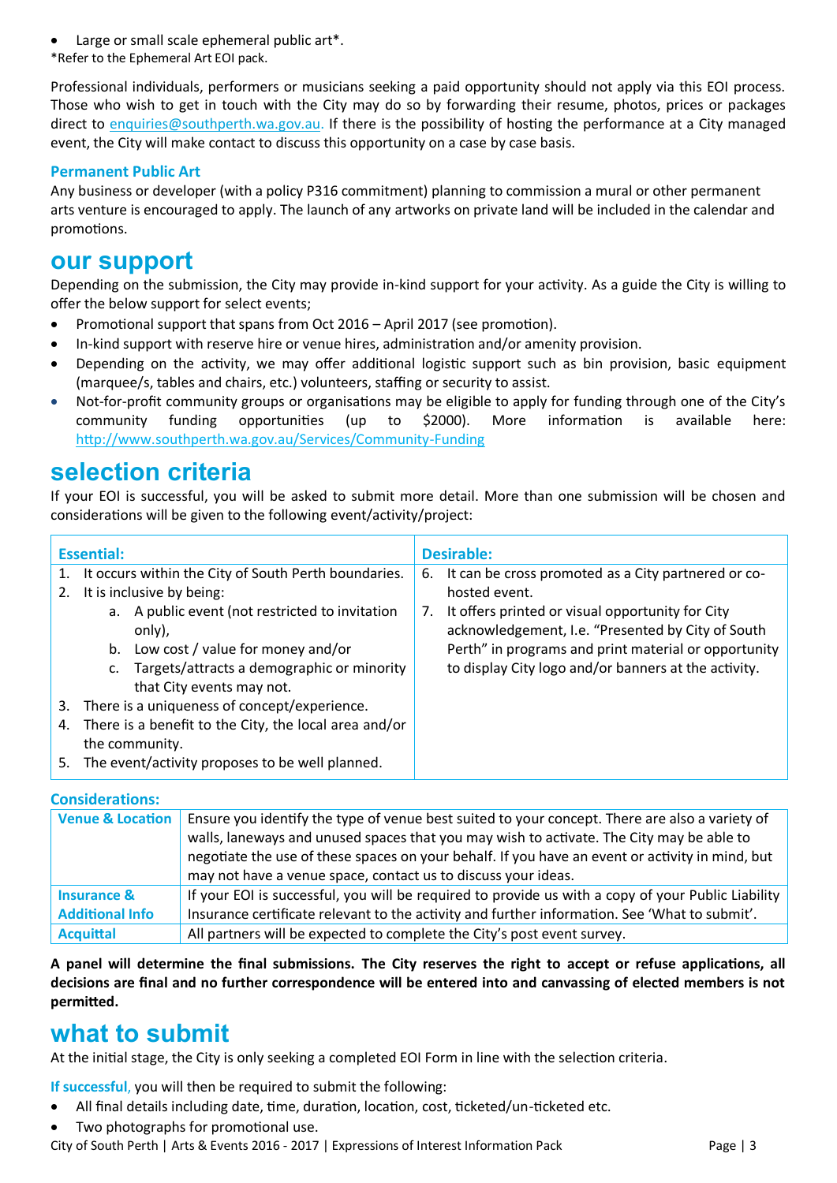- Large or small scale ephemeral public art*.

*Refer to the Ephemeral Art EOI pack.

Professional individuals, performers or musicians seeking a paid opportunity should not apply via this EOI process. Those who wish to get in touch with the City may do so by forwarding their resume, photos, prices or packages direct to enquiries@southperth.wa.gov.au. If there is the possibility of hosting the performance at a City managed event, the City will make contact to discuss this opportunity on a case by case basis.

### Permanent Public Art

Any business or developer (with a policy P316 commitment) planning to commission a mural or other permanent arts venture is encouraged to apply. The launch of any artworks on private land will be included in the calendar and promotions.

## our support

Depending on the submission, the City may provide in-kind support for your activity. As a guide the City is willing to offer the below support for select events;

- Promotional support that spans from Oct 2016 – April 2017 (see promotion).
- In-kind support with reserve hire or venue hires, administration and/or amenity provision.
- Depending on the activity, we may offer additional logistic support such as bin provision, basic equipment (marquee/s, tables and chairs, etc.) volunteers, staffing or security to assist.
- Not-for-profit community groups or organisations may be eligible to apply for funding through one of the City's community funding opportunities (up to $2000). More information is available here: http://www.southperth.wa.gov.au/Services/Community-Funding

## selection criteria

If your EOI is successful, you will be asked to submit more detail. More than one submission will be chosen and considerations will be given to the following event/activity/project:

| Essential: | Desirable: |
|---|---|
| 1. It occurs within the City of South Perth boundaries.<br>2. It is inclusive by being:<br>a. A public event (not restricted to invitation only),<br>b. Low cost / value for money and/or<br>c. Targets/attracts a demographic or minority that City events may not.<br>3. There is a uniqueness of concept/experience.<br>4. There is a benefit to the City, the local area and/or the community.<br>5. The event/activity proposes to be well planned. | 6. It can be cross promoted as a City partnered or co-hosted event.<br>7. It offers printed or visual opportunity for City acknowledgement, I.e. "Presented by City of South Perth" in programs and print material or opportunity to display City logo and/or banners at the activity. |

### Considerations:

| | |
|---|---|
| **Venue & Location** | Ensure you identify the type of venue best suited to your concept. There are also a variety of walls, laneways and unused spaces that you may wish to activate. The City may be able to negotiate the use of these spaces on your behalf. If you have an event or activity in mind, but may not have a venue space, contact us to discuss your ideas. |
| **Insurance & Additional Info** | If your EOI is successful, you will be required to provide us with a copy of your Public Liability Insurance certificate relevant to the activity and further information. See 'What to submit'. |
| **Acquittal** | All partners will be expected to complete the City's post event survey. |

**A panel will determine the final submissions. The City reserves the right to accept or refuse applications, all decisions are final and no further correspondence will be entered into and canvassing of elected members is not permitted.**

## what to submit

At the initial stage, the City is only seeking a completed EOI Form in line with the selection criteria.

If successful, you will then be required to submit the following:

- All final details including date, time, duration, location, cost, ticketed/un-ticketed etc.
- Two photographs for promotional use.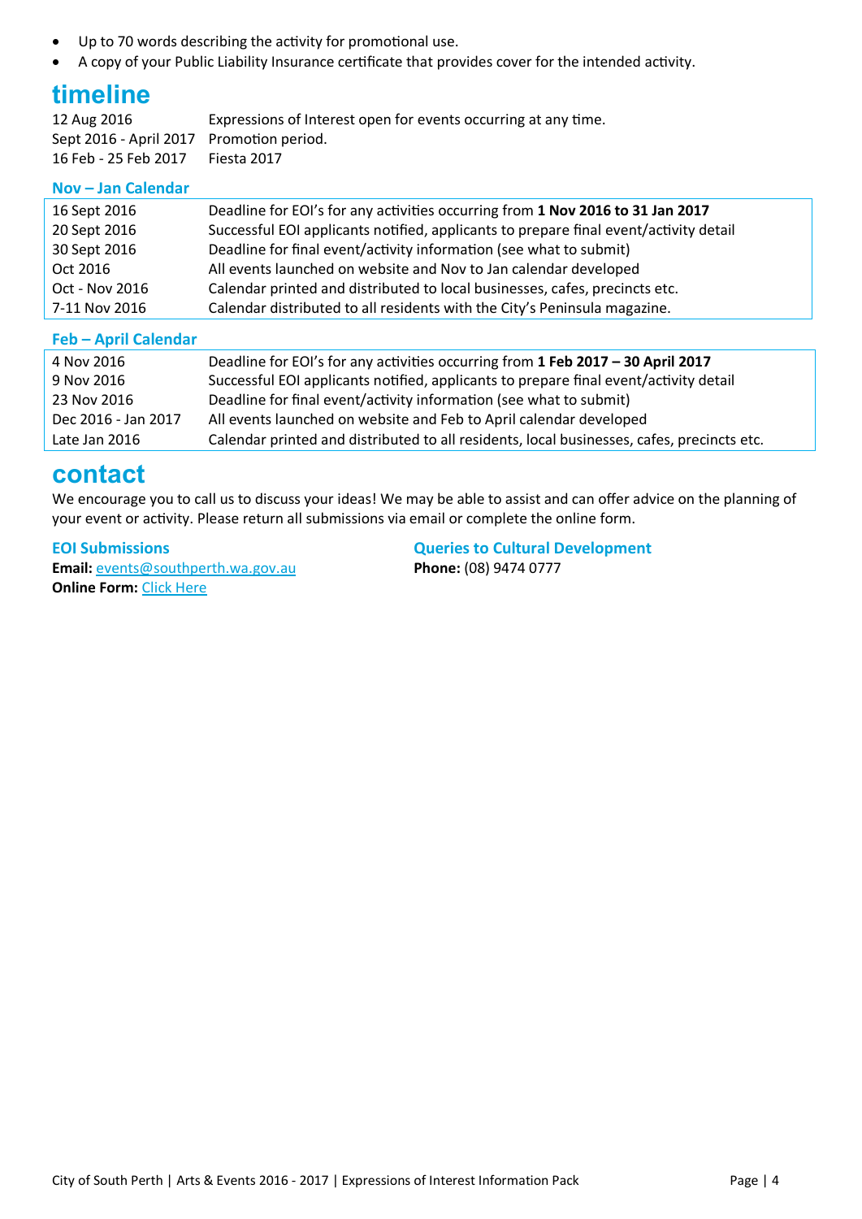- Up to 70 words describing the activity for promotional use.
- A copy of your Public Liability Insurance certificate that provides cover for the intended activity.

# timeline

| | |
|---|---|
| 12 Aug 2016 | Expressions of Interest open for events occurring at any time. |
| Sept 2016 - April 2017 | Promotion period. |
| 16 Feb - 25 Feb 2017 | Fiesta 2017 |

### Nov – Jan Calendar

| | |
|---|---|
| 16 Sept 2016 | Deadline for EOI's for any activities occurring from **1 Nov 2016 to 31 Jan 2017** |
| 20 Sept 2016 | Successful EOI applicants notified, applicants to prepare final event/activity detail |
| 30 Sept 2016 | Deadline for final event/activity information (see what to submit) |
| Oct 2016 | All events launched on website and Nov to Jan calendar developed |
| Oct - Nov 2016 | Calendar printed and distributed to local businesses, cafes, precincts etc. |
| 7-11 Nov 2016 | Calendar distributed to all residents with the City's Peninsula magazine. |

### Feb – April Calendar

| | |
|---|---|
| 4 Nov 2016 | Deadline for EOI's for any activities occurring from **1 Feb 2017 – 30 April 2017** |
| 9 Nov 2016 | Successful EOI applicants notified, applicants to prepare final event/activity detail |
| 23 Nov 2016 | Deadline for final event/activity information (see what to submit) |
| Dec 2016 - Jan 2017 | All events launched on website and Feb to April calendar developed |
| Late Jan 2016 | Calendar printed and distributed to all residents, local businesses, cafes, precincts etc. |

# contact

We encourage you to call us to discuss your ideas! We may be able to assist and can offer advice on the planning of your event or activity. Please return all submissions via email or complete the online form.

### EOI Submissions

**Email:** events@southperth.wa.gov.au
**Online Form:** Click Here

### Queries to Cultural Development

**Phone:** (08) 9474 0777